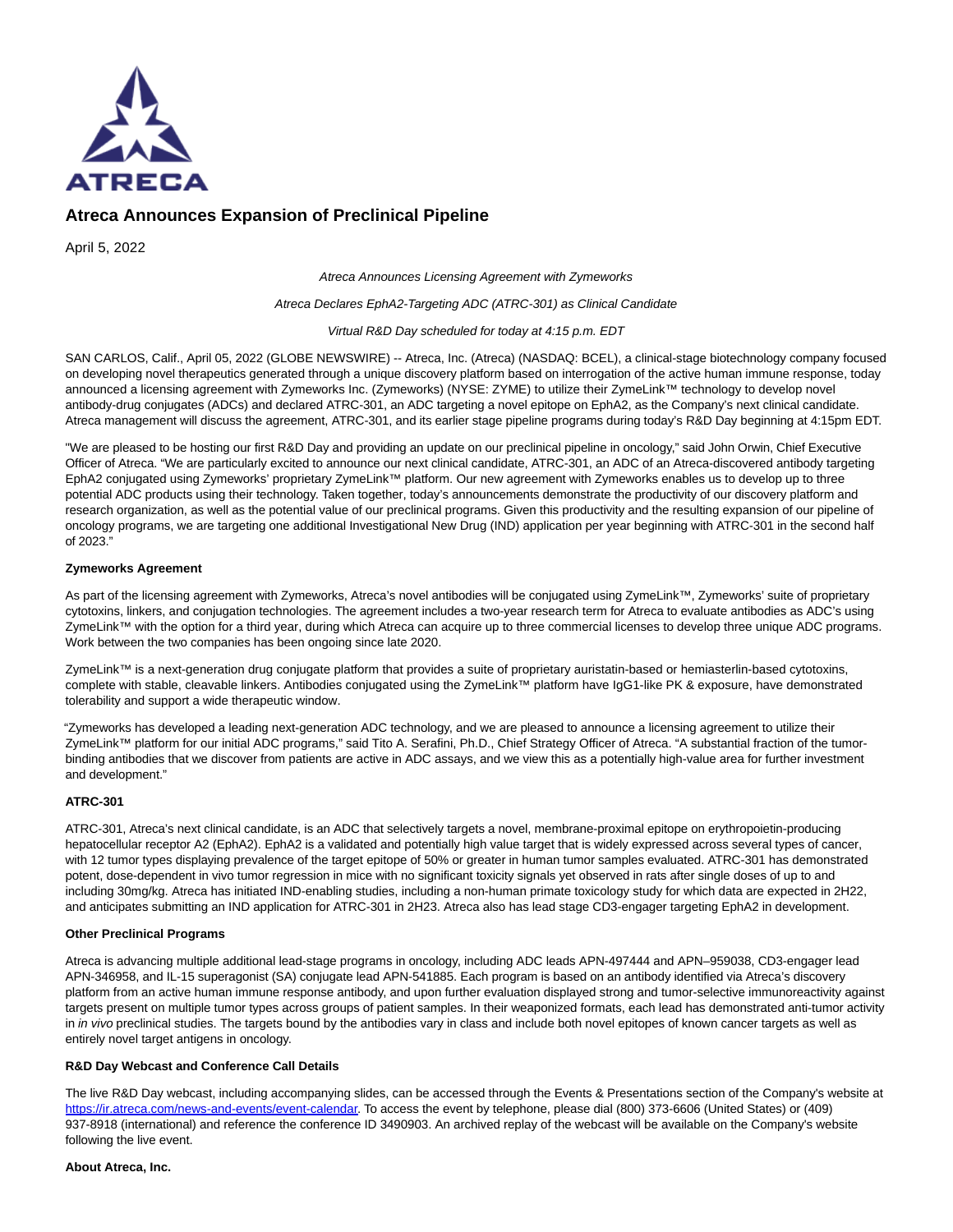# Atreca Announces Expansion of Preclinical Pipeline

April 5, 2022

*Atreca Announces Licensing Agreement with Zymeworks*

*Atreca Declares EphA2-Targeting ADC (ATRC-301) as Clinical Candidate*

*Virtual R&D Day scheduled for today at 4:15 p.m. EDT*

SAN CARLOS, Calif., April 05, 2022 (GLOBE NEWSWIRE) -- Atreca, Inc. (Atreca) (NASDAQ: BCEL), a clinical-stage biotechnology company focused on developing novel therapeutics generated through a unique discovery platform based on interrogation of the active human immune response, today announced a licensing agreement with Zymeworks Inc. (Zymeworks) (NYSE: ZYME) to utilize their ZymeLink™ technology to develop novel antibody-drug conjugates (ADCs) and declared ATRC-301, an ADC targeting a novel epitope on EphA2, as the Company's next clinical candidate. Atreca management will discuss the agreement, ATRC-301, and its earlier stage pipeline programs during today's R&D Day beginning at 4:15pm EDT.

"We are pleased to be hosting our first R&D Day and providing an update on our preclinical pipeline in oncology," said John Orwin, Chief Executive Officer of Atreca. "We are particularly excited to announce our next clinical candidate, ATRC-301, an ADC of an Atreca-discovered antibody targeting EphA2 conjugated using Zymeworks' proprietary ZymeLink™ platform. Our new agreement with Zymeworks enables us to develop up to three potential ADC products using their technology. Taken together, today's announcements demonstrate the productivity of our discovery platform and research organization, as well as the potential value of our preclinical programs. Given this productivity and the resulting expansion of our pipeline of oncology programs, we are targeting one additional Investigational New Drug (IND) application per year beginning with ATRC-301 in the second half of 2023."

**Zymeworks Agreement**

As part of the licensing agreement with Zymeworks, Atreca's novel antibodies will be conjugated using ZymeLink™, Zymeworks' suite of proprietary cytotoxins, linkers, and conjugation technologies. The agreement includes a two-year research term for Atreca to evaluate antibodies as ADC's using ZymeLink™ with the option for a third year, during which Atreca can acquire up to three commercial licenses to develop three unique ADC programs. Work between the two companies has been ongoing since late 2020.

ZymeLink™ is a next-generation drug conjugate platform that provides a suite of proprietary auristatin-based or hemiasterlin-based cytotoxins, complete with stable, cleavable linkers. Antibodies conjugated using the ZymeLink™ platform have IgG1-like PK & exposure, have demonstrated tolerability and support a wide therapeutic window.

"Zymeworks has developed a leading next-generation ADC technology, and we are pleased to announce a licensing agreement to utilize their ZymeLink™ platform for our initial ADC programs," said Tito A. Serafini, Ph.D., Chief Strategy Officer of Atreca. "A substantial fraction of the tumor-binding antibodies that we discover from patients are active in ADC assays, and we view this as a potentially high-value area for further investment and development."

**ATRC-301**

ATRC-301, Atreca's next clinical candidate, is an ADC that selectively targets a novel, membrane-proximal epitope on erythropoietin-producing hepatocellular receptor A2 (EphA2). EphA2 is a validated and potentially high value target that is widely expressed across several types of cancer, with 12 tumor types displaying prevalence of the target epitope of 50% or greater in human tumor samples evaluated. ATRC-301 has demonstrated potent, dose-dependent in vivo tumor regression in mice with no significant toxicity signals yet observed in rats after single doses of up to and including 30mg/kg. Atreca has initiated IND-enabling studies, including a non-human primate toxicology study for which data are expected in 2H22, and anticipates submitting an IND application for ATRC-301 in 2H23. Atreca also has lead stage CD3-engager targeting EphA2 in development.

**Other Preclinical Programs**

Atreca is advancing multiple additional lead-stage programs in oncology, including ADC leads APN-497444 and APN–959038, CD3-engager lead APN-346958, and IL-15 superagonist (SA) conjugate lead APN-541885. Each program is based on an antibody identified via Atreca's discovery platform from an active human immune response antibody, and upon further evaluation displayed strong and tumor-selective immunoreactivity against targets present on multiple tumor types across groups of patient samples. In their weaponized formats, each lead has demonstrated anti-tumor activity in *in vivo* preclinical studies. The targets bound by the antibodies vary in class and include both novel epitopes of known cancer targets as well as entirely novel target antigens in oncology.

**R&D Day Webcast and Conference Call Details**

The live R&D Day webcast, including accompanying slides, can be accessed through the Events & Presentations section of the Company's website at https://ir.atreca.com/news-and-events/event-calendar. To access the event by telephone, please dial (800) 373-6606 (United States) or (409) 937-8918 (international) and reference the conference ID 3490903. An archived replay of the webcast will be available on the Company's website following the live event.

**About Atreca, Inc.**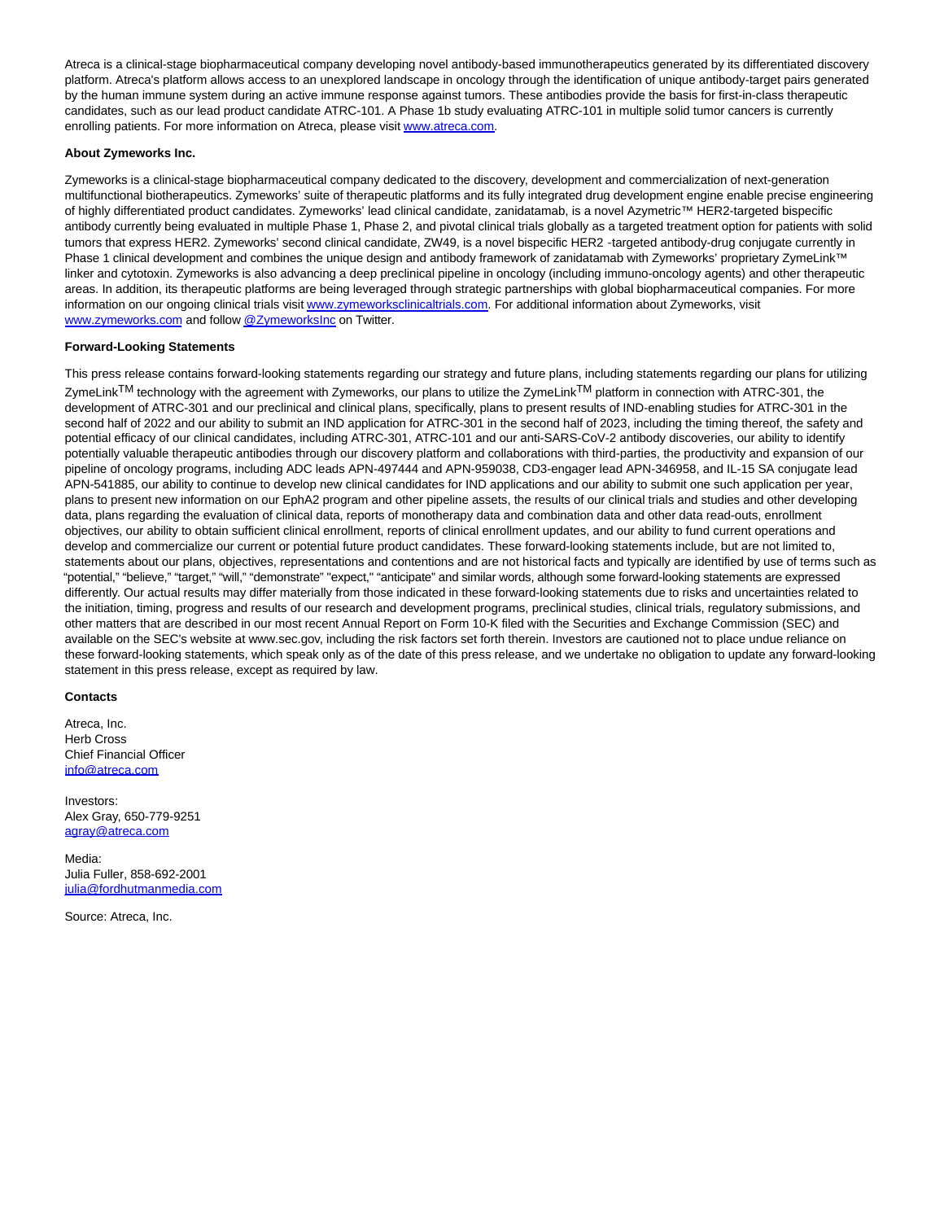Atreca is a clinical-stage biopharmaceutical company developing novel antibody-based immunotherapeutics generated by its differentiated discovery platform. Atreca's platform allows access to an unexplored landscape in oncology through the identification of unique antibody-target pairs generated by the human immune system during an active immune response against tumors. These antibodies provide the basis for first-in-class therapeutic candidates, such as our lead product candidate ATRC-101. A Phase 1b study evaluating ATRC-101 in multiple solid tumor cancers is currently enrolling patients. For more information on Atreca, please visit www.atreca.com.

**About Zymeworks Inc.**

Zymeworks is a clinical-stage biopharmaceutical company dedicated to the discovery, development and commercialization of next-generation multifunctional biotherapeutics. Zymeworks' suite of therapeutic platforms and its fully integrated drug development engine enable precise engineering of highly differentiated product candidates. Zymeworks' lead clinical candidate, zanidatamab, is a novel Azymetric™ HER2-targeted bispecific antibody currently being evaluated in multiple Phase 1, Phase 2, and pivotal clinical trials globally as a targeted treatment option for patients with solid tumors that express HER2. Zymeworks' second clinical candidate, ZW49, is a novel bispecific HER2 -targeted antibody-drug conjugate currently in Phase 1 clinical development and combines the unique design and antibody framework of zanidatamab with Zymeworks' proprietary ZymeLink™ linker and cytotoxin. Zymeworks is also advancing a deep preclinical pipeline in oncology (including immuno-oncology agents) and other therapeutic areas. In addition, its therapeutic platforms are being leveraged through strategic partnerships with global biopharmaceutical companies. For more information on our ongoing clinical trials visit www.zymeworksclinicaltrials.com. For additional information about Zymeworks, visit www.zymeworks.com and follow @ZymeworksInc on Twitter.

**Forward-Looking Statements**

This press release contains forward-looking statements regarding our strategy and future plans, including statements regarding our plans for utilizing ZymeLink™ technology with the agreement with Zymeworks, our plans to utilize the ZymeLink™ platform in connection with ATRC-301, the development of ATRC-301 and our preclinical and clinical plans, specifically, plans to present results of IND-enabling studies for ATRC-301 in the second half of 2022 and our ability to submit an IND application for ATRC-301 in the second half of 2023, including the timing thereof, the safety and potential efficacy of our clinical candidates, including ATRC-301, ATRC-101 and our anti-SARS-CoV-2 antibody discoveries, our ability to identify potentially valuable therapeutic antibodies through our discovery platform and collaborations with third-parties, the productivity and expansion of our pipeline of oncology programs, including ADC leads APN-497444 and APN-959038, CD3-engager lead APN-346958, and IL-15 SA conjugate lead APN-541885, our ability to continue to develop new clinical candidates for IND applications and our ability to submit one such application per year, plans to present new information on our EphA2 program and other pipeline assets, the results of our clinical trials and studies and other developing data, plans regarding the evaluation of clinical data, reports of monotherapy data and combination data and other data read-outs, enrollment objectives, our ability to obtain sufficient clinical enrollment, reports of clinical enrollment updates, and our ability to fund current operations and develop and commercialize our current or potential future product candidates. These forward-looking statements include, but are not limited to, statements about our plans, objectives, representations and contentions and are not historical facts and typically are identified by use of terms such as "potential," "believe," "target," "will," "demonstrate" "expect," "anticipate" and similar words, although some forward-looking statements are expressed differently. Our actual results may differ materially from those indicated in these forward-looking statements due to risks and uncertainties related to the initiation, timing, progress and results of our research and development programs, preclinical studies, clinical trials, regulatory submissions, and other matters that are described in our most recent Annual Report on Form 10-K filed with the Securities and Exchange Commission (SEC) and available on the SEC's website at www.sec.gov, including the risk factors set forth therein. Investors are cautioned not to place undue reliance on these forward-looking statements, which speak only as of the date of this press release, and we undertake no obligation to update any forward-looking statement in this press release, except as required by law.

**Contacts**

Atreca, Inc.
Herb Cross
Chief Financial Officer
info@atreca.com

Investors:
Alex Gray, 650-779-9251
agray@atreca.com

Media:
Julia Fuller, 858-692-2001
julia@fordhutmanmedia.com

Source: Atreca, Inc.